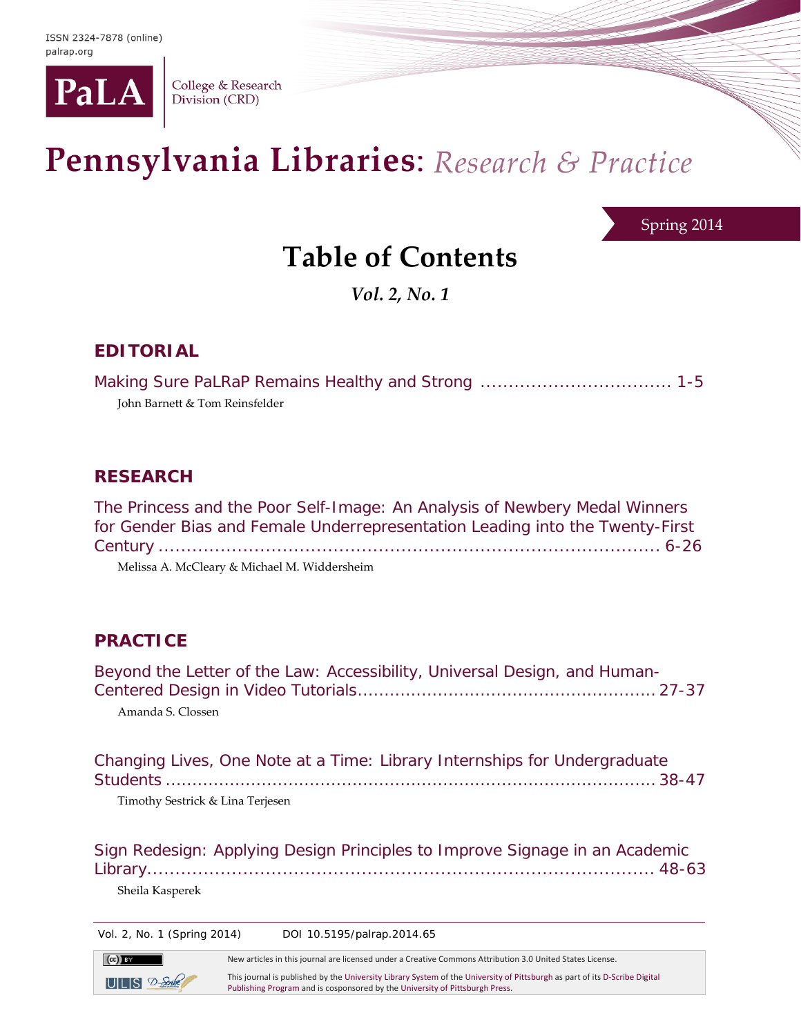ISSN 2324-7878 (online)
palrap.org

PaLA | College & Research Division (CRD)

# Pennsylvania Libraries: *Research & Practice*

Spring 2014

## Table of Contents

***Vol. 2, No. 1***

### EDITORIAL

Making Sure PaLRaP Remains Healthy and Strong .................................. 1-5
John Barnett & Tom Reinsfelder

### RESEARCH

The Princess and the Poor Self-Image: An Analysis of Newbery Medal Winners for Gender Bias and Female Underrepresentation Leading into the Twenty-First Century ....................................................................................... 6-26
Melissa A. McCleary & Michael M. Widdersheim

### PRACTICE

Beyond the Letter of the Law: Accessibility, Universal Design, and Human-Centered Design in Video Tutorials........................................................ 27-37
Amanda S. Clossen

Changing Lives, One Note at a Time: Library Internships for Undergraduate Students ........................................................................................ 38-47
Timothy Sestrick & Lina Terjesen

Sign Redesign: Applying Design Principles to Improve Signage in an Academic Library........................................................................................ 48-63
Sheila Kasperek

Vol. 2, No. 1 (Spring 2014) DOI 10.5195/palrap.2014.65

New articles in this journal are licensed under a Creative Commons Attribution 3.0 United States License.

This journal is published by the University Library System of the University of Pittsburgh as part of its D-Scribe Digital Publishing Program and is cosponsored by the University of Pittsburgh Press.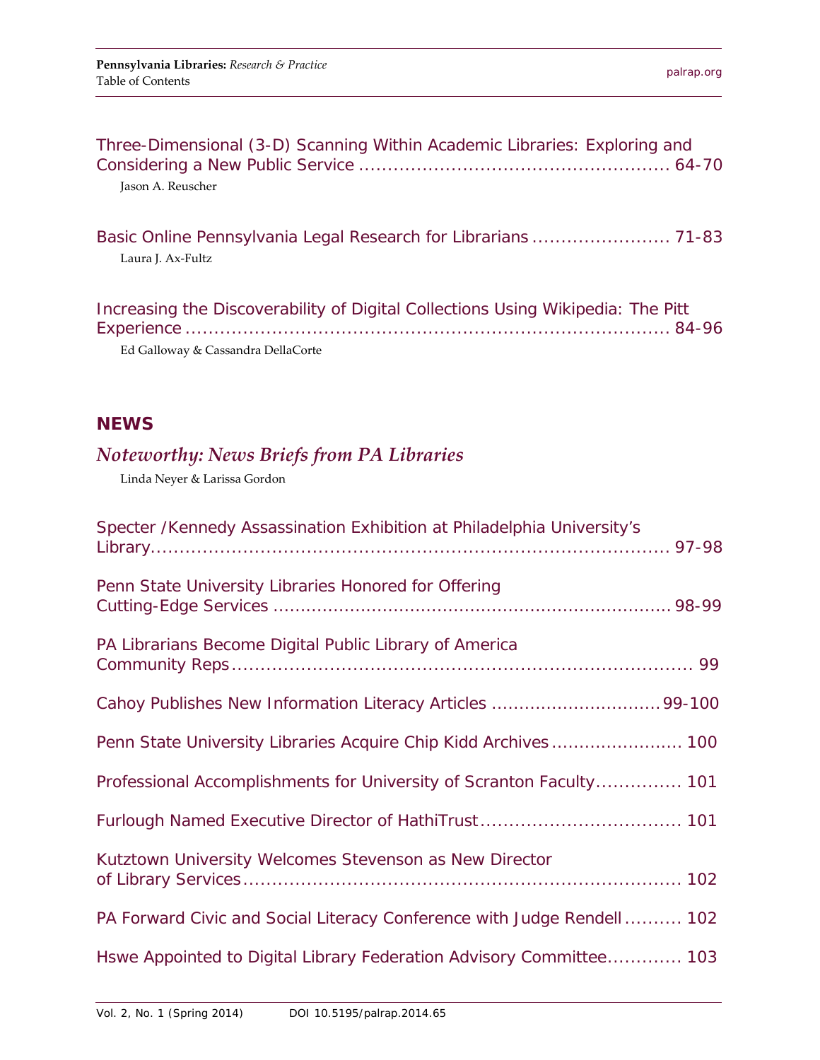Three-Dimensional (3-D) Scanning Within Academic Libraries: Exploring and Considering a New Public Service ..................................................... 64-70

Jason A. Reuscher

Basic Online Pennsylvania Legal Research for Librarians ........................ 71-83

Laura J. Ax-Fultz

Increasing the Discoverability of Digital Collections Using Wikipedia: The Pitt Experience ........................................................................... 84-96

Ed Galloway & Cassandra DellaCorte

## NEWS

### *Noteworthy: News Briefs from PA Libraries*

Linda Neyer & Larissa Gordon

Specter /Kennedy Assassination Exhibition at Philadelphia University's Library........................................................................... 97-98

Penn State University Libraries Honored for Offering Cutting-Edge Services ....................................................................... 98-99

PA Librarians Become Digital Public Library of America Community Reps.................................................................................. 99

Cahoy Publishes New Information Literacy Articles ...............................99-100

Penn State University Libraries Acquire Chip Kidd Archives ........................ 100

Professional Accomplishments for University of Scranton Faculty............... 101

Furlough Named Executive Director of HathiTrust.................................... 101

Kutztown University Welcomes Stevenson as New Director of Library Services........................................................................... 102

PA Forward Civic and Social Literacy Conference with Judge Rendell.......... 102

Hswe Appointed to Digital Library Federation Advisory Committee............. 103